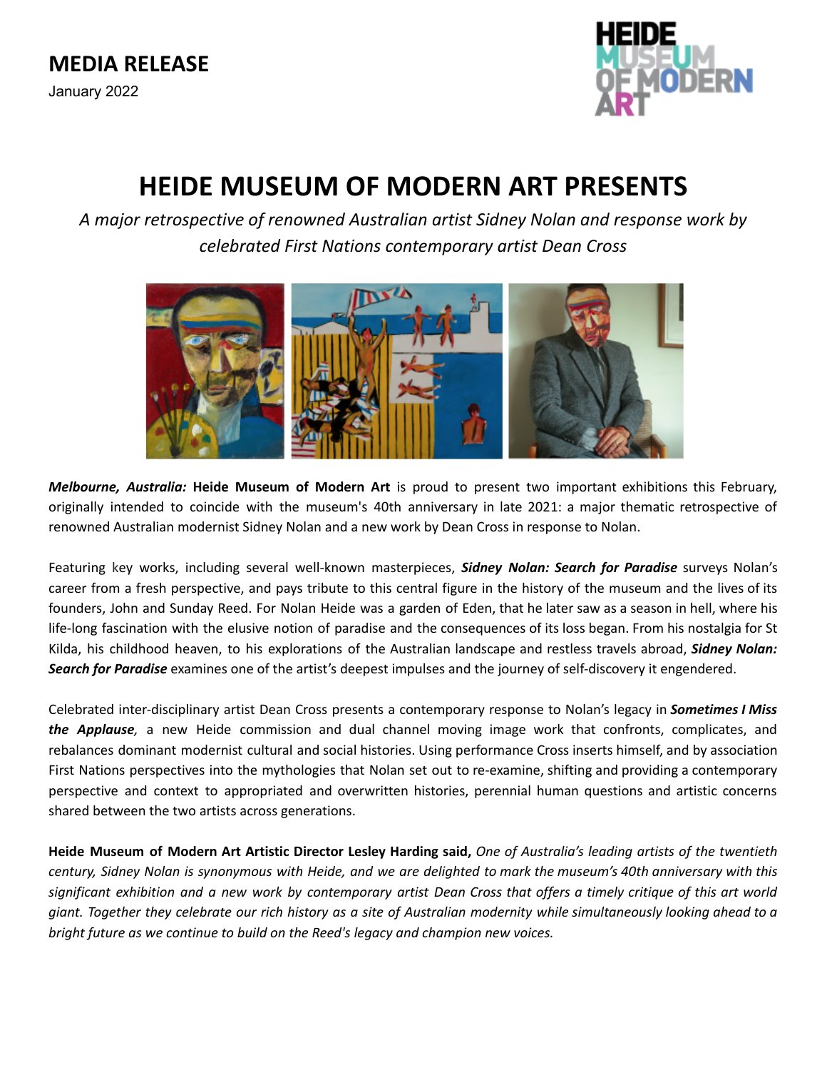**MEDIA RELEASE**

January 2022

# HEIDE MUSEUM OF MODERN ART PRESENTS

*A major retrospective of renowned Australian artist Sidney Nolan and response work by celebrated First Nations contemporary artist Dean Cross*

***Melbourne, Australia:*** **Heide Museum of Modern Art** is proud to present two important exhibitions this February, originally intended to coincide with the museum's 40th anniversary in late 2021: a major thematic retrospective of renowned Australian modernist Sidney Nolan and a new work by Dean Cross in response to Nolan.

Featuring key works, including several well-known masterpieces, ***Sidney Nolan: Search for Paradise*** surveys Nolan's career from a fresh perspective, and pays tribute to this central figure in the history of the museum and the lives of its founders, John and Sunday Reed. For Nolan Heide was a garden of Eden, that he later saw as a season in hell, where his life-long fascination with the elusive notion of paradise and the consequences of its loss began. From his nostalgia for St Kilda, his childhood heaven, to his explorations of the Australian landscape and restless travels abroad, ***Sidney Nolan: Search for Paradise*** examines one of the artist's deepest impulses and the journey of self-discovery it engendered.

Celebrated inter-disciplinary artist Dean Cross presents a contemporary response to Nolan's legacy in ***Sometimes I Miss the Applause,*** a new Heide commission and dual channel moving image work that confronts, complicates, and rebalances dominant modernist cultural and social histories. Using performance Cross inserts himself, and by association First Nations perspectives into the mythologies that Nolan set out to re-examine, shifting and providing a contemporary perspective and context to appropriated and overwritten histories, perennial human questions and artistic concerns shared between the two artists across generations.

**Heide Museum of Modern Art Artistic Director Lesley Harding said,** *One of Australia's leading artists of the twentieth century, Sidney Nolan is synonymous with Heide, and we are delighted to mark the museum's 40th anniversary with this significant exhibition and a new work by contemporary artist Dean Cross that offers a timely critique of this art world giant. Together they celebrate our rich history as a site of Australian modernity while simultaneously looking ahead to a bright future as we continue to build on the Reed's legacy and champion new voices.*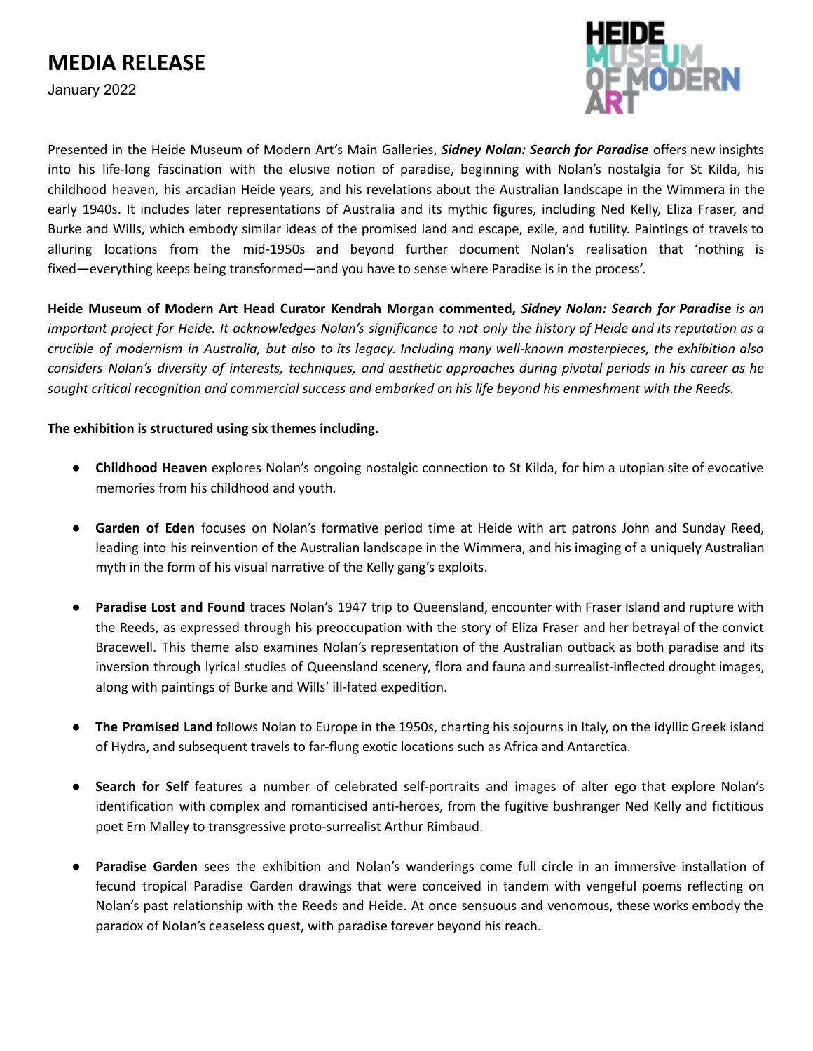# MEDIA RELEASE

January 2022

Presented in the Heide Museum of Modern Art's Main Galleries, ***Sidney Nolan: Search for Paradise*** offers new insights into his life-long fascination with the elusive notion of paradise, beginning with Nolan's nostalgia for St Kilda, his childhood heaven, his arcadian Heide years, and his revelations about the Australian landscape in the Wimmera in the early 1940s. It includes later representations of Australia and its mythic figures, including Ned Kelly, Eliza Fraser, and Burke and Wills, which embody similar ideas of the promised land and escape, exile, and futility. Paintings of travels to alluring locations from the mid-1950s and beyond further document Nolan's realisation that 'nothing is fixed—everything keeps being transformed—and you have to sense where Paradise is in the process'.

**Heide Museum of Modern Art Head Curator Kendrah Morgan commented,** ***Sidney Nolan: Search for Paradise*** *is an important project for Heide. It acknowledges Nolan's significance to not only the history of Heide and its reputation as a crucible of modernism in Australia, but also to its legacy. Including many well-known masterpieces, the exhibition also considers Nolan's diversity of interests, techniques, and aesthetic approaches during pivotal periods in his career as he sought critical recognition and commercial success and embarked on his life beyond his enmeshment with the Reeds.*

**The exhibition is structured using six themes including.**

- **Childhood Heaven** explores Nolan's ongoing nostalgic connection to St Kilda, for him a utopian site of evocative memories from his childhood and youth.
- **Garden of Eden** focuses on Nolan's formative period time at Heide with art patrons John and Sunday Reed, leading into his reinvention of the Australian landscape in the Wimmera, and his imaging of a uniquely Australian myth in the form of his visual narrative of the Kelly gang's exploits.
- **Paradise Lost and Found** traces Nolan's 1947 trip to Queensland, encounter with Fraser Island and rupture with the Reeds, as expressed through his preoccupation with the story of Eliza Fraser and her betrayal of the convict Bracewell. This theme also examines Nolan's representation of the Australian outback as both paradise and its inversion through lyrical studies of Queensland scenery, flora and fauna and surrealist-inflected drought images, along with paintings of Burke and Wills' ill-fated expedition.
- **The Promised Land** follows Nolan to Europe in the 1950s, charting his sojourns in Italy, on the idyllic Greek island of Hydra, and subsequent travels to far-flung exotic locations such as Africa and Antarctica.
- **Search for Self** features a number of celebrated self-portraits and images of alter ego that explore Nolan's identification with complex and romanticised anti-heroes, from the fugitive bushranger Ned Kelly and fictitious poet Ern Malley to transgressive proto-surrealist Arthur Rimbaud.
- **Paradise Garden** sees the exhibition and Nolan's wanderings come full circle in an immersive installation of fecund tropical Paradise Garden drawings that were conceived in tandem with vengeful poems reflecting on Nolan's past relationship with the Reeds and Heide. At once sensuous and venomous, these works embody the paradox of Nolan's ceaseless quest, with paradise forever beyond his reach.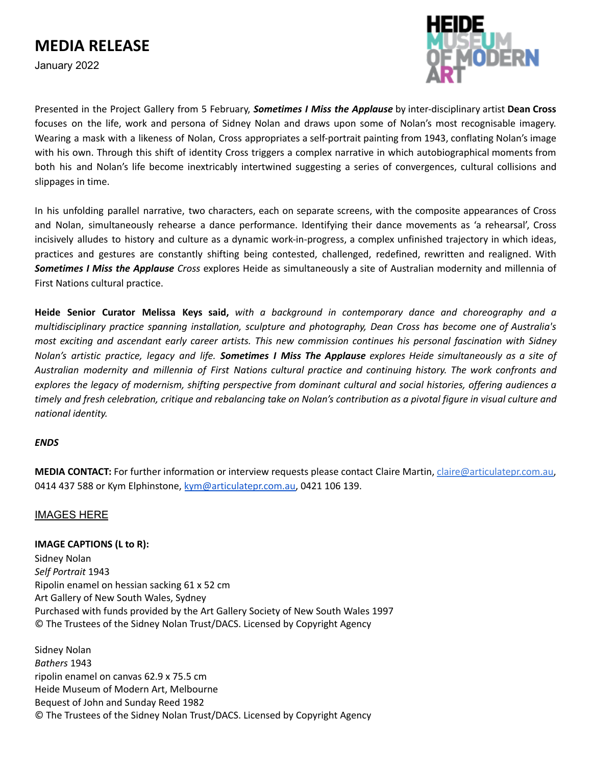# MEDIA RELEASE

January 2022

Presented in the Project Gallery from 5 February, ***Sometimes I Miss the Applause*** by inter-disciplinary artist **Dean Cross** focuses on the life, work and persona of Sidney Nolan and draws upon some of Nolan's most recognisable imagery. Wearing a mask with a likeness of Nolan, Cross appropriates a self-portrait painting from 1943, conflating Nolan's image with his own. Through this shift of identity Cross triggers a complex narrative in which autobiographical moments from both his and Nolan's life become inextricably intertwined suggesting a series of convergences, cultural collisions and slippages in time.

In his unfolding parallel narrative, two characters, each on separate screens, with the composite appearances of Cross and Nolan, simultaneously rehearse a dance performance. Identifying their dance movements as 'a rehearsal', Cross incisively alludes to history and culture as a dynamic work-in-progress, a complex unfinished trajectory in which ideas, practices and gestures are constantly shifting being contested, challenged, redefined, rewritten and realigned. With ***Sometimes I Miss the Applause*** *Cross* explores Heide as simultaneously a site of Australian modernity and millennia of First Nations cultural practice.

**Heide Senior Curator Melissa Keys said,** *with a background in contemporary dance and choreography and a multidisciplinary practice spanning installation, sculpture and photography, Dean Cross has become one of Australia's most exciting and ascendant early career artists. This new commission continues his personal fascination with Sidney Nolan's artistic practice, legacy and life.* ***Sometimes I Miss The Applause*** *explores Heide simultaneously as a site of Australian modernity and millennia of First Nations cultural practice and continuing history. The work confronts and explores the legacy of modernism, shifting perspective from dominant cultural and social histories, offering audiences a timely and fresh celebration, critique and rebalancing take on Nolan's contribution as a pivotal figure in visual culture and national identity.*

***ENDS***

**MEDIA CONTACT:** For further information or interview requests please contact Claire Martin, claire@articulatepr.com.au, 0414 437 588 or Kym Elphinstone, kym@articulatepr.com.au, 0421 106 139.

IMAGES HERE

**IMAGE CAPTIONS (L to R):**

Sidney Nolan
*Self Portrait* 1943
Ripolin enamel on hessian sacking 61 x 52 cm
Art Gallery of New South Wales, Sydney
Purchased with funds provided by the Art Gallery Society of New South Wales 1997
© The Trustees of the Sidney Nolan Trust/DACS. Licensed by Copyright Agency

Sidney Nolan
*Bathers* 1943
ripolin enamel on canvas 62.9 x 75.5 cm
Heide Museum of Modern Art, Melbourne
Bequest of John and Sunday Reed 1982
© The Trustees of the Sidney Nolan Trust/DACS. Licensed by Copyright Agency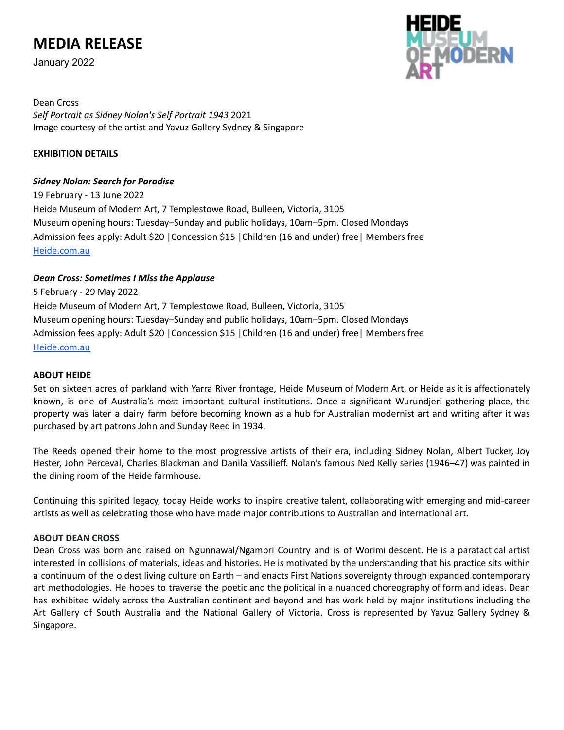# MEDIA RELEASE

January 2022

Dean Cross
*Self Portrait as Sidney Nolan's Self Portrait 1943* 2021
Image courtesy of the artist and Yavuz Gallery Sydney & Singapore

**EXHIBITION DETAILS**

***Sidney Nolan: Search for Paradise***
19 February - 13 June 2022
Heide Museum of Modern Art, 7 Templestowe Road, Bulleen, Victoria, 3105
Museum opening hours: Tuesday–Sunday and public holidays, 10am–5pm. Closed Mondays
Admission fees apply: Adult $20 |Concession $15 |Children (16 and under) free| Members free
Heide.com.au

***Dean Cross: Sometimes I Miss the Applause***
5 February - 29 May 2022
Heide Museum of Modern Art, 7 Templestowe Road, Bulleen, Victoria, 3105
Museum opening hours: Tuesday–Sunday and public holidays, 10am–5pm. Closed Mondays
Admission fees apply: Adult $20 |Concession $15 |Children (16 and under) free| Members free
Heide.com.au

**ABOUT HEIDE**

Set on sixteen acres of parkland with Yarra River frontage, Heide Museum of Modern Art, or Heide as it is affectionately known, is one of Australia's most important cultural institutions. Once a significant Wurundjeri gathering place, the property was later a dairy farm before becoming known as a hub for Australian modernist art and writing after it was purchased by art patrons John and Sunday Reed in 1934.

The Reeds opened their home to the most progressive artists of their era, including Sidney Nolan, Albert Tucker, Joy Hester, John Perceval, Charles Blackman and Danila Vassilieff. Nolan's famous Ned Kelly series (1946–47) was painted in the dining room of the Heide farmhouse.

Continuing this spirited legacy, today Heide works to inspire creative talent, collaborating with emerging and mid-career artists as well as celebrating those who have made major contributions to Australian and international art.

**ABOUT DEAN CROSS**

Dean Cross was born and raised on Ngunnawal/Ngambri Country and is of Worimi descent. He is a paratactical artist interested in collisions of materials, ideas and histories. He is motivated by the understanding that his practice sits within a continuum of the oldest living culture on Earth – and enacts First Nations sovereignty through expanded contemporary art methodologies. He hopes to traverse the poetic and the political in a nuanced choreography of form and ideas. Dean has exhibited widely across the Australian continent and beyond and has work held by major institutions including the Art Gallery of South Australia and the National Gallery of Victoria. Cross is represented by Yavuz Gallery Sydney & Singapore.